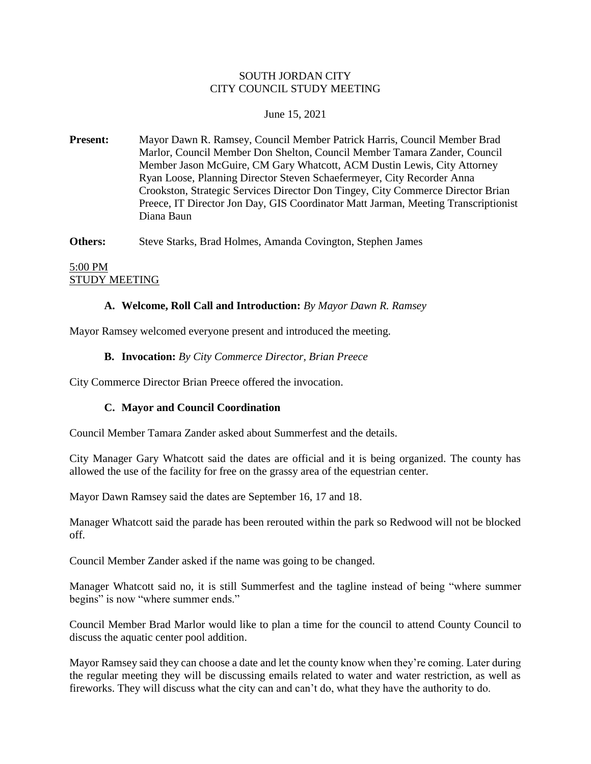SOUTH JORDAN CITY
CITY COUNCIL STUDY MEETING

June 15, 2021

**Present:** Mayor Dawn R. Ramsey, Council Member Patrick Harris, Council Member Brad Marlor, Council Member Don Shelton, Council Member Tamara Zander, Council Member Jason McGuire, CM Gary Whatcott, ACM Dustin Lewis, City Attorney Ryan Loose, Planning Director Steven Schaefermeyer, City Recorder Anna Crookston, Strategic Services Director Don Tingey, City Commerce Director Brian Preece, IT Director Jon Day, GIS Coordinator Matt Jarman, Meeting Transcriptionist Diana Baun

**Others:** Steve Starks, Brad Holmes, Amanda Covington, Stephen James

5:00 PM
STUDY MEETING

**A. Welcome, Roll Call and Introduction:** *By Mayor Dawn R. Ramsey*

Mayor Ramsey welcomed everyone present and introduced the meeting.

**B. Invocation:** *By City Commerce Director, Brian Preece*

City Commerce Director Brian Preece offered the invocation.

**C. Mayor and Council Coordination**

Council Member Tamara Zander asked about Summerfest and the details.

City Manager Gary Whatcott said the dates are official and it is being organized. The county has allowed the use of the facility for free on the grassy area of the equestrian center.

Mayor Dawn Ramsey said the dates are September 16, 17 and 18.

Manager Whatcott said the parade has been rerouted within the park so Redwood will not be blocked off.

Council Member Zander asked if the name was going to be changed.

Manager Whatcott said no, it is still Summerfest and the tagline instead of being "where summer begins" is now "where summer ends."

Council Member Brad Marlor would like to plan a time for the council to attend County Council to discuss the aquatic center pool addition.

Mayor Ramsey said they can choose a date and let the county know when they're coming. Later during the regular meeting they will be discussing emails related to water and water restriction, as well as fireworks. They will discuss what the city can and can't do, what they have the authority to do.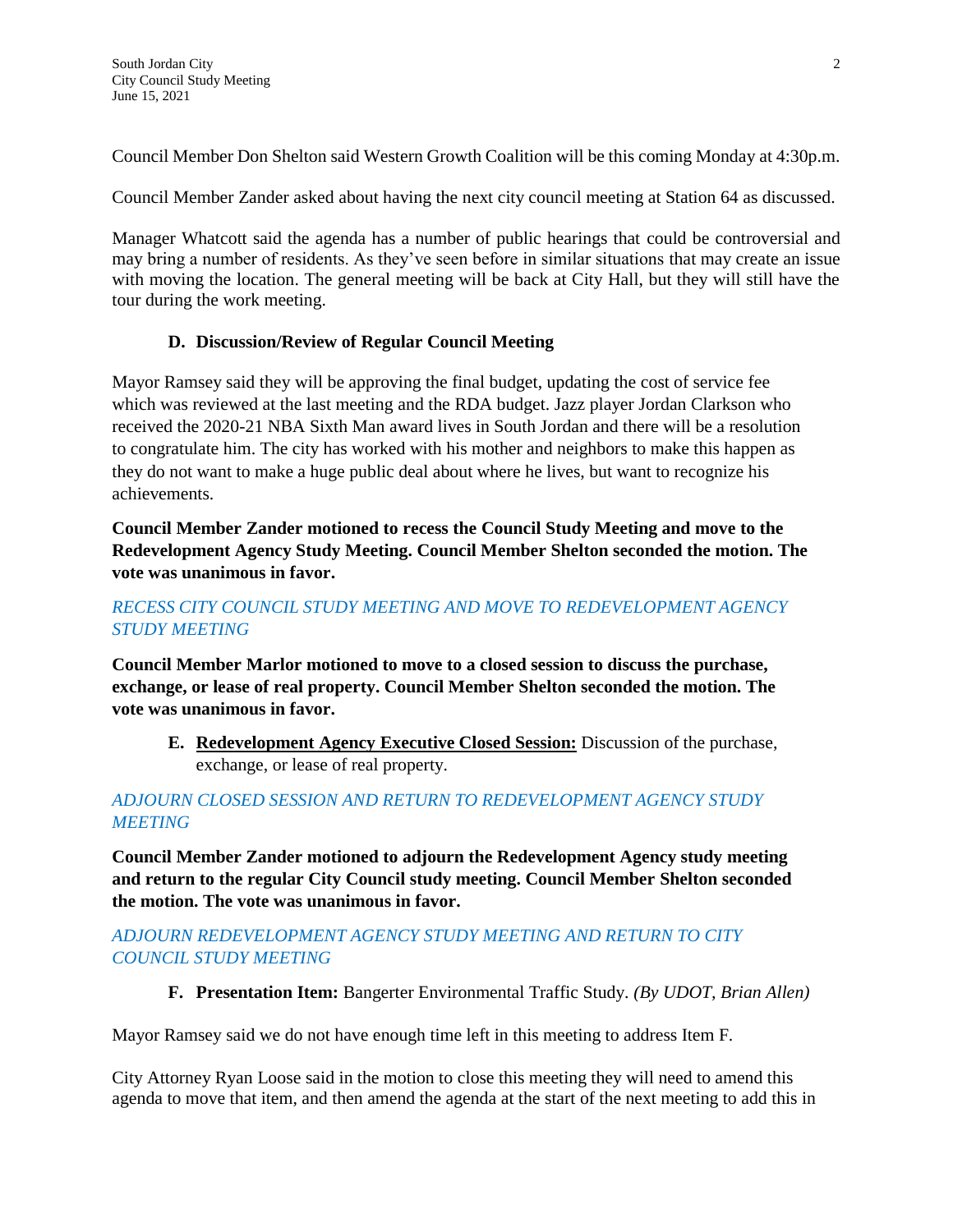Council Member Don Shelton said Western Growth Coalition will be this coming Monday at 4:30p.m.

Council Member Zander asked about having the next city council meeting at Station 64 as discussed.

Manager Whatcott said the agenda has a number of public hearings that could be controversial and may bring a number of residents. As they've seen before in similar situations that may create an issue with moving the location. The general meeting will be back at City Hall, but they will still have the tour during the work meeting.

**D. Discussion/Review of Regular Council Meeting**

Mayor Ramsey said they will be approving the final budget, updating the cost of service fee which was reviewed at the last meeting and the RDA budget. Jazz player Jordan Clarkson who received the 2020-21 NBA Sixth Man award lives in South Jordan and there will be a resolution to congratulate him. The city has worked with his mother and neighbors to make this happen as they do not want to make a huge public deal about where he lives, but want to recognize his achievements.

**Council Member Zander motioned to recess the Council Study Meeting and move to the Redevelopment Agency Study Meeting. Council Member Shelton seconded the motion. The vote was unanimous in favor.**

*RECESS CITY COUNCIL STUDY MEETING AND MOVE TO REDEVELOPMENT AGENCY STUDY MEETING*

**Council Member Marlor motioned to move to a closed session to discuss the purchase, exchange, or lease of real property. Council Member Shelton seconded the motion. The vote was unanimous in favor.**

**E. Redevelopment Agency Executive Closed Session:** Discussion of the purchase, exchange, or lease of real property.

*ADJOURN CLOSED SESSION AND RETURN TO REDEVELOPMENT AGENCY STUDY MEETING*

**Council Member Zander motioned to adjourn the Redevelopment Agency study meeting and return to the regular City Council study meeting. Council Member Shelton seconded the motion. The vote was unanimous in favor.**

*ADJOURN REDEVELOPMENT AGENCY STUDY MEETING AND RETURN TO CITY COUNCIL STUDY MEETING*

**F. Presentation Item:** Bangerter Environmental Traffic Study. *(By UDOT, Brian Allen)*

Mayor Ramsey said we do not have enough time left in this meeting to address Item F.

City Attorney Ryan Loose said in the motion to close this meeting they will need to amend this agenda to move that item, and then amend the agenda at the start of the next meeting to add this in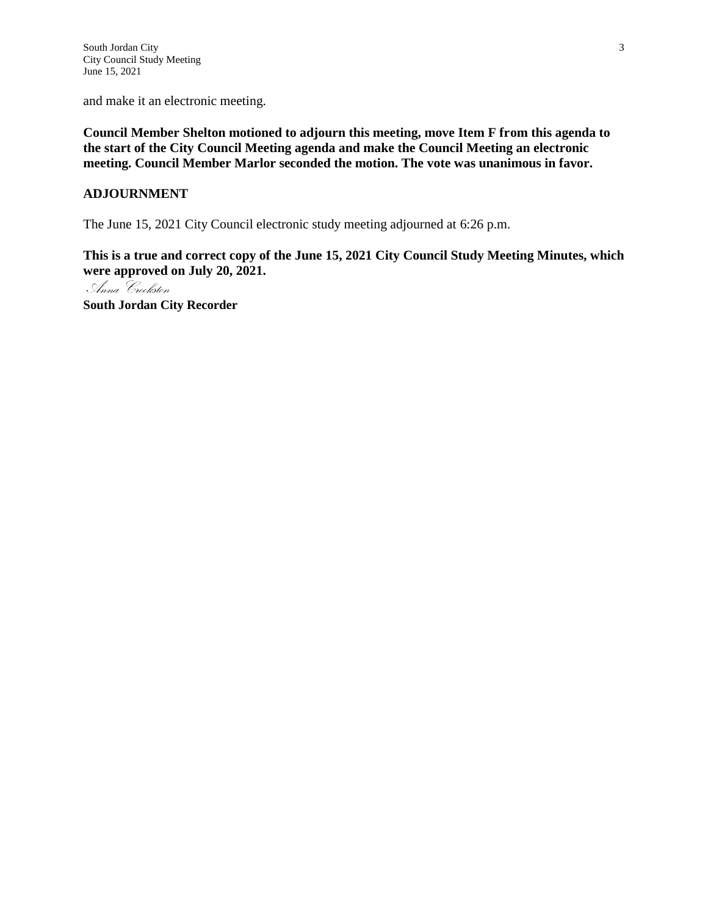and make it an electronic meeting.

**Council Member Shelton motioned to adjourn this meeting, move Item F from this agenda to the start of the City Council Meeting agenda and make the Council Meeting an electronic meeting. Council Member Marlor seconded the motion. The vote was unanimous in favor.**

## ADJOURNMENT

The June 15, 2021 City Council electronic study meeting adjourned at 6:26 p.m.

**This is a true and correct copy of the June 15, 2021 City Council Study Meeting Minutes, which were approved on July 20, 2021.**

*Anna Crookston*

**South Jordan City Recorder**